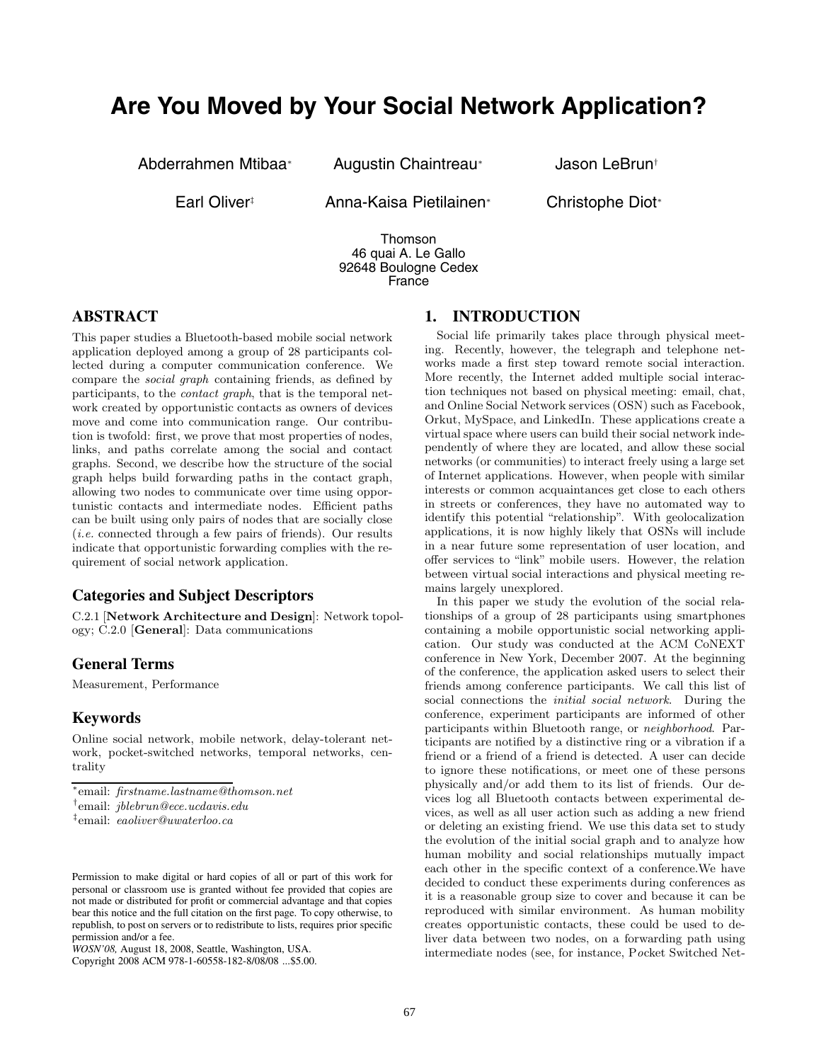# Are You Moved by Your Social Network Application?

Abderrahmen Mtibaa*  Augustin Chaintreau*  Jason LeBrun†

Earl Oliver‡  Anna-Kaisa Pietilainen*  Christophe Diot*

Thomson
46 quai A. Le Gallo
92648 Boulogne Cedex
France

## ABSTRACT

This paper studies a Bluetooth-based mobile social network application deployed among a group of 28 participants collected during a computer communication conference. We compare the *social graph* containing friends, as defined by participants, to the *contact graph*, that is the temporal network created by opportunistic contacts as owners of devices move and come into communication range. Our contribution is twofold: first, we prove that most properties of nodes, links, and paths correlate among the social and contact graphs. Second, we describe how the structure of the social graph helps build forwarding paths in the contact graph, allowing two nodes to communicate over time using opportunistic contacts and intermediate nodes. Efficient paths can be built using only pairs of nodes that are socially close (*i.e.* connected through a few pairs of friends). Our results indicate that opportunistic forwarding complies with the requirement of social network application.

### Categories and Subject Descriptors

C.2.1 [**Network Architecture and Design**]: Network topology; C.2.0 [**General**]: Data communications

### General Terms

Measurement, Performance

### Keywords

Online social network, mobile network, delay-tolerant network, pocket-switched networks, temporal networks, centrality

*email: *firstname.lastname@thomson.net*

†email: *jblebrun@ece.ucdavis.edu*

‡email: *eaoliver@uwaterloo.ca*

Permission to make digital or hard copies of all or part of this work for personal or classroom use is granted without fee provided that copies are not made or distributed for profit or commercial advantage and that copies bear this notice and the full citation on the first page. To copy otherwise, to republish, to post on servers or to redistribute to lists, requires prior specific permission and/or a fee.
*WOSN'08,* August 18, 2008, Seattle, Washington, USA.
Copyright 2008 ACM 978-1-60558-182-8/08/08 ...$5.00.

## 1. INTRODUCTION

Social life primarily takes place through physical meeting. Recently, however, the telegraph and telephone networks made a first step toward remote social interaction. More recently, the Internet added multiple social interaction techniques not based on physical meeting: email, chat, and Online Social Network services (OSN) such as Facebook, Orkut, MySpace, and LinkedIn. These applications create a virtual space where users can build their social network independently of where they are located, and allow these social networks (or communities) to interact freely using a large set of Internet applications. However, when people with similar interests or common acquaintances get close to each others in streets or conferences, they have no automated way to identify this potential "relationship". With geolocalization applications, it is now highly likely that OSNs will include in a near future some representation of user location, and offer services to "link" mobile users. However, the relation between virtual social interactions and physical meeting remains largely unexplored.

In this paper we study the evolution of the social relationships of a group of 28 participants using smartphones containing a mobile opportunistic social networking application. Our study was conducted at the ACM CoNEXT conference in New York, December 2007. At the beginning of the conference, the application asked users to select their friends among conference participants. We call this list of social connections the *initial social network*. During the conference, experiment participants are informed of other participants within Bluetooth range, or *neighborhood*. Participants are notified by a distinctive ring or a vibration if a friend or a friend of a friend is detected. A user can decide to ignore these notifications, or meet one of these persons physically and/or add them to its list of friends. Our devices log all Bluetooth contacts between experimental devices, as well as all user action such as adding a new friend or deleting an existing friend. We use this data set to study the evolution of the initial social graph and to analyze how human mobility and social relationships mutually impact each other in the specific context of a conference.We have decided to conduct these experiments during conferences as it is a reasonable group size to cover and because it can be reproduced with similar environment. As human mobility creates opportunistic contacts, these could be used to deliver data between two nodes, on a forwarding path using intermediate nodes (see, for instance, Pocket Switched Net-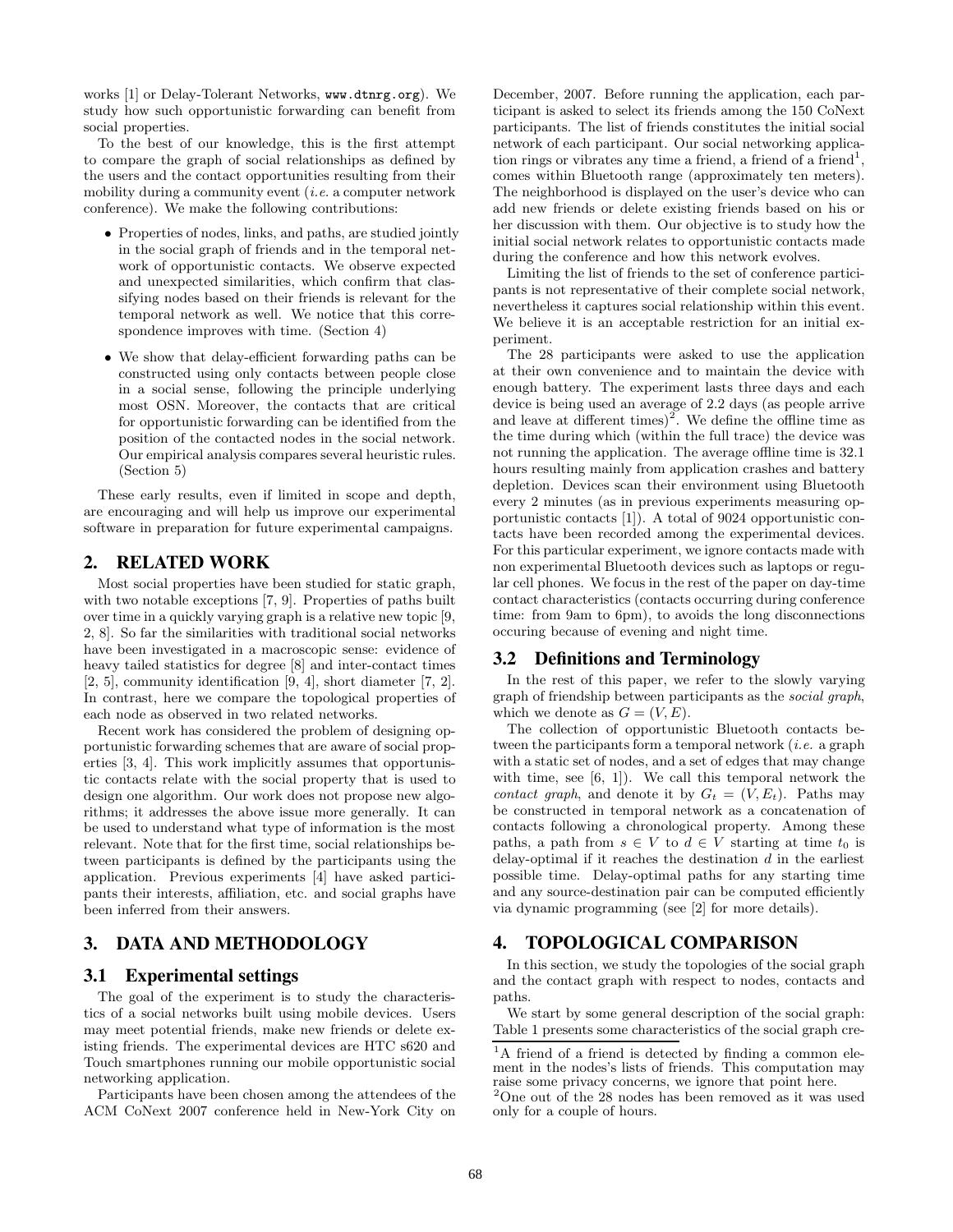works [1] or Delay-Tolerant Networks, www.dtnrg.org). We study how such opportunistic forwarding can benefit from social properties.

To the best of our knowledge, this is the first attempt to compare the graph of social relationships as defined by the users and the contact opportunities resulting from their mobility during a community event (*i.e.* a computer network conference). We make the following contributions:

- Properties of nodes, links, and paths, are studied jointly in the social graph of friends and in the temporal network of opportunistic contacts. We observe expected and unexpected similarities, which confirm that classifying nodes based on their friends is relevant for the temporal network as well. We notice that this correspondence improves with time. (Section 4)
- We show that delay-efficient forwarding paths can be constructed using only contacts between people close in a social sense, following the principle underlying most OSN. Moreover, the contacts that are critical for opportunistic forwarding can be identified from the position of the contacted nodes in the social network. Our empirical analysis compares several heuristic rules. (Section 5)

These early results, even if limited in scope and depth, are encouraging and will help us improve our experimental software in preparation for future experimental campaigns.

## 2. RELATED WORK

Most social properties have been studied for static graph, with two notable exceptions [7, 9]. Properties of paths built over time in a quickly varying graph is a relative new topic [9, 2, 8]. So far the similarities with traditional social networks have been investigated in a macroscopic sense: evidence of heavy tailed statistics for degree [8] and inter-contact times [2, 5], community identification [9, 4], short diameter [7, 2]. In contrast, here we compare the topological properties of each node as observed in two related networks.

Recent work has considered the problem of designing opportunistic forwarding schemes that are aware of social properties [3, 4]. This work implicitly assumes that opportunistic contacts relate with the social property that is used to design one algorithm. Our work does not propose new algorithms; it addresses the above issue more generally. It can be used to understand what type of information is the most relevant. Note that for the first time, social relationships between participants is defined by the participants using the application. Previous experiments [4] have asked participants their interests, affiliation, etc. and social graphs have been inferred from their answers.

## 3. DATA AND METHODOLOGY

### 3.1 Experimental settings

The goal of the experiment is to study the characteristics of a social networks built using mobile devices. Users may meet potential friends, make new friends or delete existing friends. The experimental devices are HTC s620 and Touch smartphones running our mobile opportunistic social networking application.

Participants have been chosen among the attendees of the ACM CoNext 2007 conference held in New-York City on December, 2007. Before running the application, each participant is asked to select its friends among the 150 CoNext participants. The list of friends constitutes the initial social network of each participant. Our social networking application rings or vibrates any time a friend, a friend of a friend[1], comes within Bluetooth range (approximately ten meters). The neighborhood is displayed on the user's device who can add new friends or delete existing friends based on his or her discussion with them. Our objective is to study how the initial social network relates to opportunistic contacts made during the conference and how this network evolves.

Limiting the list of friends to the set of conference participants is not representative of their complete social network, nevertheless it captures social relationship within this event. We believe it is an acceptable restriction for an initial experiment.

The 28 participants were asked to use the application at their own convenience and to maintain the device with enough battery. The experiment lasts three days and each device is being used an average of 2.2 days (as people arrive and leave at different times)[2]. We define the offline time as the time during which (within the full trace) the device was not running the application. The average offline time is 32.1 hours resulting mainly from application crashes and battery depletion. Devices scan their environment using Bluetooth every 2 minutes (as in previous experiments measuring opportunistic contacts [1]). A total of 9024 opportunistic contacts have been recorded among the experimental devices. For this particular experiment, we ignore contacts made with non experimental Bluetooth devices such as laptops or regular cell phones. We focus in the rest of the paper on day-time contact characteristics (contacts occurring during conference time: from 9am to 6pm), to avoids the long disconnections occuring because of evening and night time.

### 3.2 Definitions and Terminology

In the rest of this paper, we refer to the slowly varying graph of friendship between participants as the *social graph*, which we denote as $G = (V, E)$.

The collection of opportunistic Bluetooth contacts between the participants form a temporal network (*i.e.* a graph with a static set of nodes, and a set of edges that may change with time, see [6, 1]). We call this temporal network the *contact graph*, and denote it by $G_t = (V, E_t)$. Paths may be constructed in temporal network as a concatenation of contacts following a chronological property. Among these paths, a path from $s \in V$ to $d \in V$ starting at time $t_0$ is delay-optimal if it reaches the destination $d$ in the earliest possible time. Delay-optimal paths for any starting time and any source-destination pair can be computed efficiently via dynamic programming (see [2] for more details).

## 4. TOPOLOGICAL COMPARISON

In this section, we study the topologies of the social graph and the contact graph with respect to nodes, contacts and paths.

We start by some general description of the social graph: Table 1 presents some characteristics of the social graph cre-

[1] A friend of a friend is detected by finding a common element in the nodes's lists of friends. This computation may raise some privacy concerns, we ignore that point here.

[2] One out of the 28 nodes has been removed as it was used only for a couple of hours.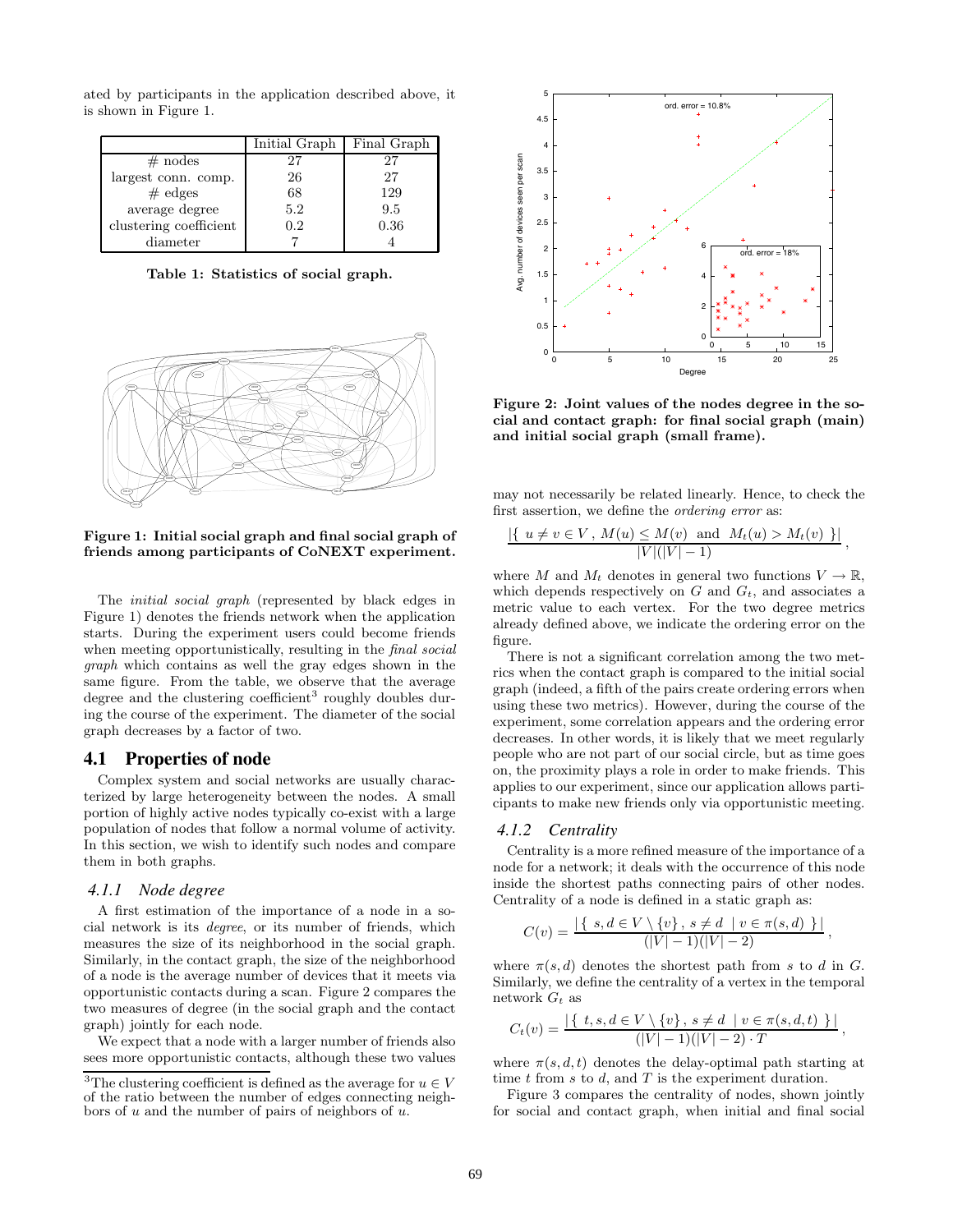ated by participants in the application described above, it is shown in Figure 1.

| | Initial Graph | Final Graph |
|---|---|---|
| # nodes | 27 | 27 |
| largest conn. comp. | 26 | 27 |
| # edges | 68 | 129 |
| average degree | 5.2 | 9.5 |
| clustering coefficient | 0.2 | 0.36 |
| diameter | 7 | 4 |

**Table 1: Statistics of social graph.**

**Figure 1: Initial social graph and final social graph of friends among participants of CoNEXT experiment.**

The *initial social graph* (represented by black edges in Figure 1) denotes the friends network when the application starts. During the experiment users could become friends when meeting opportunistically, resulting in the *final social graph* which contains as well the gray edges shown in the same figure. From the table, we observe that the average degree and the clustering coefficient[3] roughly doubles during the course of the experiment. The diameter of the social graph decreases by a factor of two.

## 4.1 Properties of node

Complex system and social networks are usually characterized by large heterogeneity between the nodes. A small portion of highly active nodes typically co-exist with a large population of nodes that follow a normal volume of activity. In this section, we wish to identify such nodes and compare them in both graphs.

### 4.1.1 Node degree

A first estimation of the importance of a node in a social network is its *degree*, or its number of friends, which measures the size of its neighborhood in the social graph. Similarly, in the contact graph, the size of the neighborhood of a node is the average number of devices that it meets via opportunistic contacts during a scan. Figure 2 compares the two measures of degree (in the social graph and the contact graph) jointly for each node.

We expect that a node with a larger number of friends also sees more opportunistic contacts, although these two values may not necessarily be related linearly. Hence, to check the first assertion, we define the *ordering error* as:

$$\frac{|\{\ u \neq v \in V\ ,\ M(u) \leq M(v) \ \text{ and } \ M_t(u) > M_t(v)\ \}|}{|V|(|V|-1)},$$

where $M$ and $M_t$ denotes in general two functions $V \rightarrow \mathbb{R}$, which depends respectively on $G$ and $G_t$, and associates a metric value to each vertex. For the two degree metrics already defined above, we indicate the ordering error on the figure.

**Figure 2: Joint values of the nodes degree in the social and contact graph: for final social graph (main) and initial social graph (small frame).**

There is not a significant correlation among the two metrics when the contact graph is compared to the initial social graph (indeed, a fifth of the pairs create ordering errors when using these two metrics). However, during the course of the experiment, some correlation appears and the ordering error decreases. In other words, it is likely that we meet regularly people who are not part of our social circle, but as time goes on, the proximity plays a role in order to make friends. This applies to our experiment, since our application allows participants to make new friends only via opportunistic meeting.

### 4.1.2 Centrality

Centrality is a more refined measure of the importance of a node for a network; it deals with the occurrence of this node inside the shortest paths connecting pairs of other nodes. Centrality of a node is defined in a static graph as:

$$C(v) = \frac{|\{\ s,d \in V \setminus \{v\}\ ,\ s \neq d \ \mid v \in \pi(s,d)\ \}|}{(|V|-1)(|V|-2)},$$

where $\pi(s,d)$ denotes the shortest path from $s$ to $d$ in $G$. Similarly, we define the centrality of a vertex in the temporal network $G_t$ as

$$C_t(v) = \frac{|\{\ t,s,d \in V \setminus \{v\}\ ,\ s \neq d \ \mid v \in \pi(s,d,t)\ \}|}{(|V|-1)(|V|-2) \cdot T},$$

where $\pi(s,d,t)$ denotes the delay-optimal path starting at time $t$ from $s$ to $d$, and $T$ is the experiment duration.

Figure 3 compares the centrality of nodes, shown jointly for social and contact graph, when initial and final social

[3] The clustering coefficient is defined as the average for $u \in V$ of the ratio between the number of edges connecting neighbors of $u$ and the number of pairs of neighbors of $u$.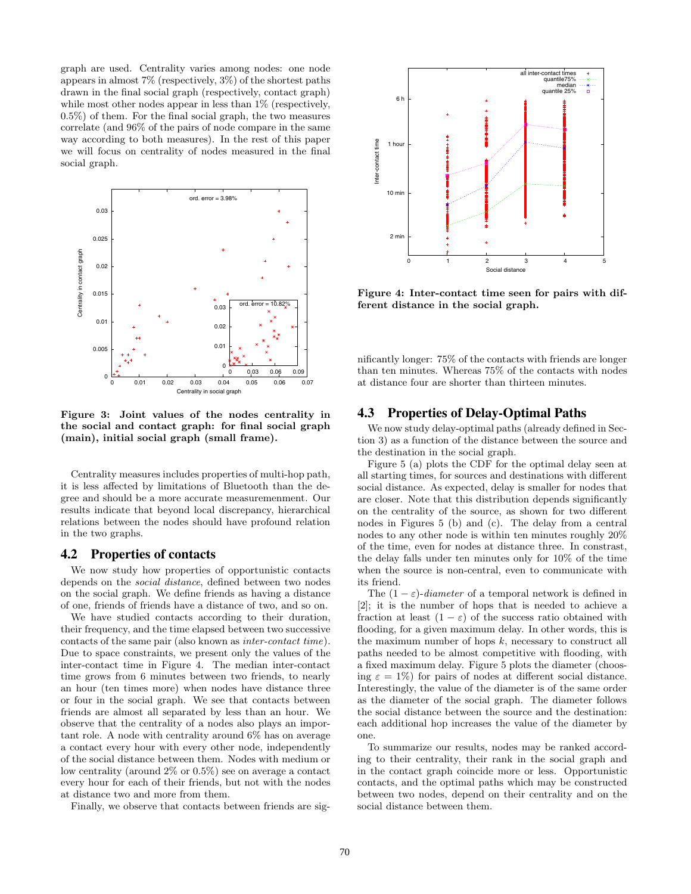graph are used. Centrality varies among nodes: one node appears in almost 7% (respectively, 3%) of the shortest paths drawn in the final social graph (respectively, contact graph) while most other nodes appear in less than 1% (respectively, 0.5%) of them. For the final social graph, the two measures correlate (and 96% of the pairs of node compare in the same way according to both measures). In the rest of this paper we will focus on centrality of nodes measured in the final social graph.

**Figure 3: Joint values of the nodes centrality in the social and contact graph: for final social graph (main), initial social graph (small frame).**

Centrality measures includes properties of multi-hop path, it is less affected by limitations of Bluetooth than the degree and should be a more accurate measurenement. Our results indicate that beyond local discrepancy, hierarchical relations between the nodes should have profound relation in the two graphs.

## 4.2 Properties of contacts

We now study how properties of opportunistic contacts depends on the *social distance*, defined between two nodes on the social graph. We define friends as having a distance of one, friends of friends have a distance of two, and so on.

We have studied contacts according to their duration, their frequency, and the time elapsed between two successive contacts of the same pair (also known as *inter-contact time*). Due to space constraints, we present only the values of the inter-contact time in Figure 4. The median inter-contact time grows from 6 minutes between two friends, to nearly an hour (ten times more) when nodes have distance three or four in the social graph. We see that contacts between friends are almost all separated by less than an hour. We observe that the centrality of a nodes also plays an important role. A node with centrality around 6% has on average a contact every hour with every other node, independently of the social distance between them. Nodes with medium or low centrality (around 2% or 0.5%) see on average a contact every hour for each of their friends, but not with the nodes at distance two and more from them.

Finally, we observe that contacts between friends are significantly longer: 75% of the contacts with friends are longer than ten minutes. Whereas 75% of the contacts with nodes at distance four are shorter than thirteen minutes.

**Figure 4: Inter-contact time seen for pairs with different distance in the social graph.**

## 4.3 Properties of Delay-Optimal Paths

We now study delay-optimal paths (already defined in Section 3) as a function of the distance between the source and the destination in the social graph.

Figure 5 (a) plots the CDF for the optimal delay seen at all starting times, for sources and destinations with different social distance. As expected, delay is smaller for nodes that are closer. Note that this distribution depends significantly on the centrality of the source, as shown for two different nodes in Figures 5 (b) and (c). The delay from a central nodes to any other node is within ten minutes roughly 20% of the time, even for nodes at distance three. In constrast, the delay falls under ten minutes only for 10% of the time when the source is non-central, even to communicate with its friend.

The $(1-\varepsilon)$-*diameter* of a temporal network is defined in [2]; it is the number of hops that is needed to achieve a fraction at least $(1-\varepsilon)$ of the success ratio obtained with flooding, for a given maximum delay. In other words, this is the maximum number of hops $k$, necessary to construct all paths needed to be almost competitive with flooding, with a fixed maximum delay. Figure 5 plots the diameter (choosing $\varepsilon = 1\%$) for pairs of nodes at different social distance. Interestingly, the value of the diameter is of the same order as the diameter of the social graph. The diameter follows the social distance between the source and the destination: each additional hop increases the value of the diameter by one.

To summarize our results, nodes may be ranked according to their centrality, their rank in the social graph and in the contact graph coincide more or less. Opportunistic contacts, and the optimal paths which may be constructed between two nodes, depend on their centrality and on the social distance between them.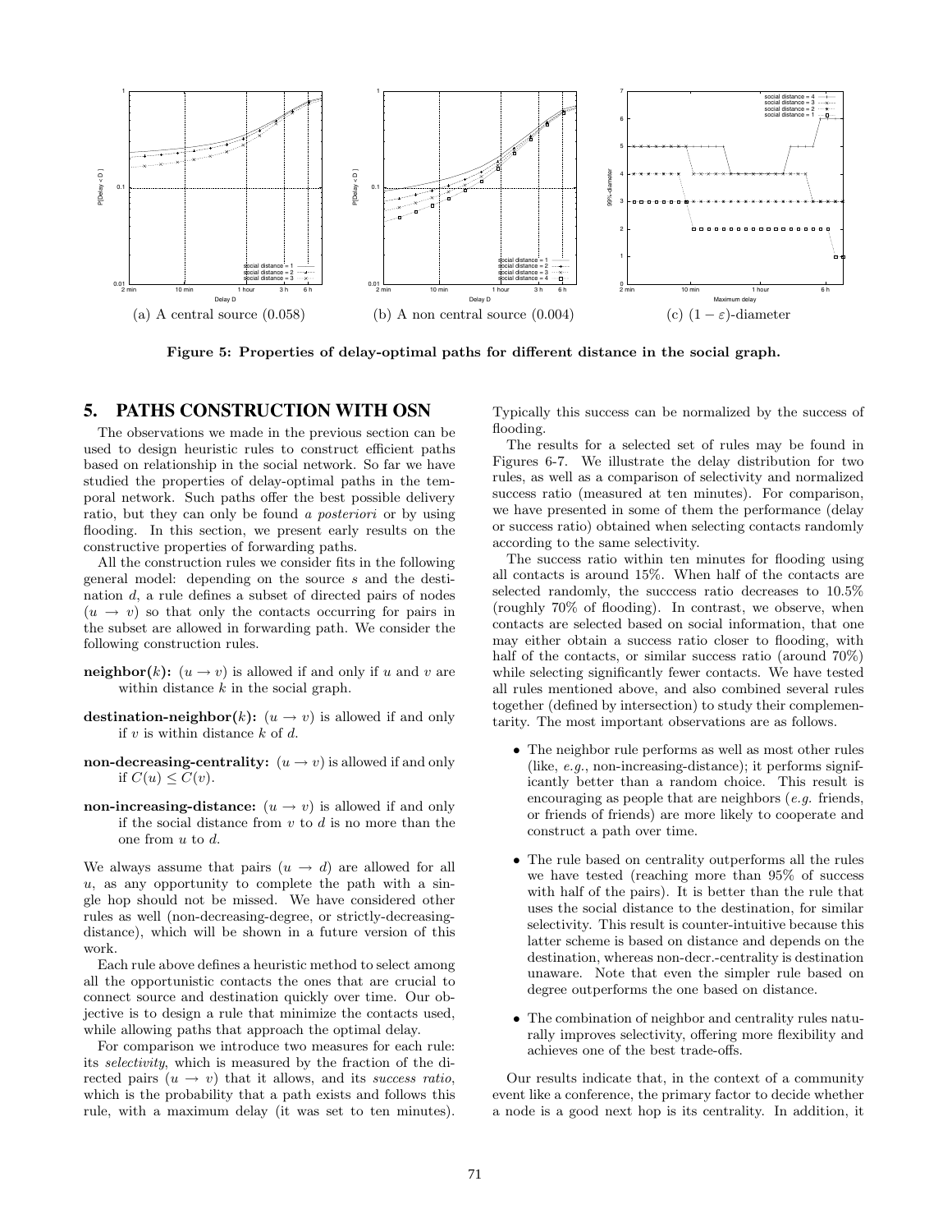(a) A central source (0.058) (b) A non central source (0.004) (c) $(1-\varepsilon)$-diameter

**Figure 5: Properties of delay-optimal paths for different distance in the social graph.**

## 5. PATHS CONSTRUCTION WITH OSN

The observations we made in the previous section can be used to design heuristic rules to construct efficient paths based on relationship in the social network. So far we have studied the properties of delay-optimal paths in the temporal network. Such paths offer the best possible delivery ratio, but they can only be found *a posteriori* or by using flooding. In this section, we present early results on the constructive properties of forwarding paths.

All the construction rules we consider fits in the following general model: depending on the source $s$ and the destination $d$, a rule defines a subset of directed pairs of nodes $(u \to v)$ so that only the contacts occurring for pairs in the subset are allowed in forwarding path. We consider the following construction rules.

**neighbor($k$):** $(u \to v)$ is allowed if and only if $u$ and $v$ are within distance $k$ in the social graph.

**destination-neighbor($k$):** $(u \to v)$ is allowed if and only if $v$ is within distance $k$ of $d$.

**non-decreasing-centrality:** $(u \to v)$ is allowed if and only if $C(u) \leq C(v)$.

**non-increasing-distance:** $(u \to v)$ is allowed if and only if the social distance from $v$ to $d$ is no more than the one from $u$ to $d$.

We always assume that pairs $(u \to d)$ are allowed for all $u$, as any opportunity to complete the path with a single hop should not be missed. We have considered other rules as well (non-decreasing-degree, or strictly-decreasing-distance), which will be shown in a future version of this work.

Each rule above defines a heuristic method to select among all the opportunistic contacts the ones that are crucial to connect source and destination quickly over time. Our objective is to design a rule that minimize the contacts used, while allowing paths that approach the optimal delay.

For comparison we introduce two measures for each rule: its *selectivity*, which is measured by the fraction of the directed pairs $(u \to v)$ that it allows, and its *success ratio*, which is the probability that a path exists and follows this rule, with a maximum delay (it was set to ten minutes). Typically this success can be normalized by the success of flooding.

The results for a selected set of rules may be found in Figures 6-7. We illustrate the delay distribution for two rules, as well as a comparison of selectivity and normalized success ratio (measured at ten minutes). For comparison, we have presented in some of them the performance (delay or success ratio) obtained when selecting contacts randomly according to the same selectivity.

The success ratio within ten minutes for flooding using all contacts is around 15%. When half of the contacts are selected randomly, the succcess ratio decreases to 10.5% (roughly 70% of flooding). In contrast, we observe, when contacts are selected based on social information, that one may either obtain a success ratio closer to flooding, with half of the contacts, or similar success ratio (around 70%) while selecting significantly fewer contacts. We have tested all rules mentioned above, and also combined several rules together (defined by intersection) to study their complementarity. The most important observations are as follows.

- The neighbor rule performs as well as most other rules (like, *e.g.*, non-increasing-distance); it performs significantly better than a random choice. This result is encouraging as people that are neighbors (*e.g.* friends, or friends of friends) are more likely to cooperate and construct a path over time.
- The rule based on centrality outperforms all the rules we have tested (reaching more than 95% of success with half of the pairs). It is better than the rule that uses the social distance to the destination, for similar selectivity. This result is counter-intuitive because this latter scheme is based on distance and depends on the destination, whereas non-decr.-centrality is destination unaware. Note that even the simpler rule based on degree outperforms the one based on distance.
- The combination of neighbor and centrality rules naturally improves selectivity, offering more flexibility and achieves one of the best trade-offs.

Our results indicate that, in the context of a community event like a conference, the primary factor to decide whether a node is a good next hop is its centrality. In addition, it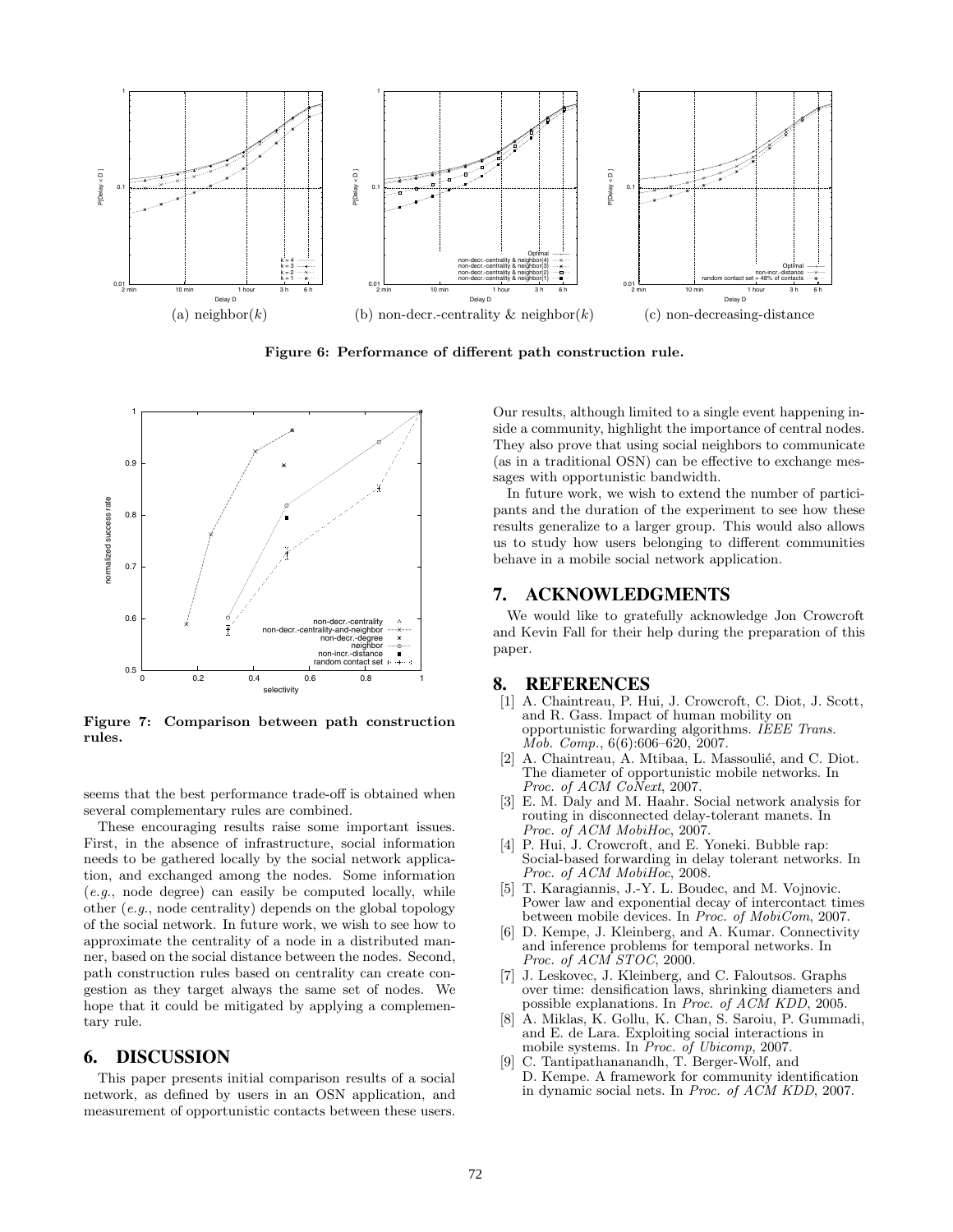1

P[Delay < D ]

0.1

0.01

2 min 10 min 1 hour 3 h 6 h

Delay D

k = 4
k = 3
k = 2
k = 1

(a) neighbor($k$)

1

P[Delay < D ]

0.1

0.01

2 min 10 min 1 hour 3 h 6 h

Delay D

Optimal
non-decr.-centrality & neighbor(4)
non-decr.-centrality & neighbor(3)
non-decr.-centrality & neighbor(2)
non-decr.-centrality & neighbor(1)

(b) non-decr.-centrality & neighbor($k$)

1

P[Delay < D ]

0.1

0.01

2 min 10 min 1 hour 3 h 6 h

Delay D

Optimal
non-incr.-distance
random contact set = 48% of contacts

(c) non-decreasing-distance

**Figure 6: Performance of different path construction rule.**

1

0.9

0.8

0.7

0.6

0.5

normalized success rate

0 0.2 0.4 0.6 0.8 1

selectivity

non-decr.-centrality
non-decr.-centrality-and-neighbor
non-decr.-degree
neighbor
non-incr.-distance
random contact set

**Figure 7: Comparison between path construction rules.**

seems that the best performance trade-off is obtained when several complementary rules are combined.

These encouraging results raise some important issues. First, in the absence of infrastructure, social information needs to be gathered locally by the social network application, and exchanged among the nodes. Some information (*e.g.*, node degree) can easily be computed locally, while other (*e.g.*, node centrality) depends on the global topology of the social network. In future work, we wish to see how to approximate the centrality of a node in a distributed manner, based on the social distance between the nodes. Second, path construction rules based on centrality can create congestion as they target always the same set of nodes. We hope that it could be mitigated by applying a complementary rule.

## 6. DISCUSSION

This paper presents initial comparison results of a social network, as defined by users in an OSN application, and measurement of opportunistic contacts between these users. Our results, although limited to a single event happening inside a community, highlight the importance of central nodes. They also prove that using social neighbors to communicate (as in a traditional OSN) can be effective to exchange messages with opportunistic bandwidth.

In future work, we wish to extend the number of participants and the duration of the experiment to see how these results generalize to a larger group. This would also allows us to study how users belonging to different communities behave in a mobile social network application.

## 7. ACKNOWLEDGMENTS

We would like to gratefully acknowledge Jon Crowcroft and Kevin Fall for their help during the preparation of this paper.

## 8. REFERENCES

[1] A. Chaintreau, P. Hui, J. Crowcroft, C. Diot, J. Scott, and R. Gass. Impact of human mobility on opportunistic forwarding algorithms. *IEEE Trans. Mob. Comp.*, 6(6):606–620, 2007.

[2] A. Chaintreau, A. Mtibaa, L. Massoulié, and C. Diot. The diameter of opportunistic mobile networks. In *Proc. of ACM CoNext*, 2007.

[3] E. M. Daly and M. Haahr. Social network analysis for routing in disconnected delay-tolerant manets. In *Proc. of ACM MobiHoc*, 2007.

[4] P. Hui, J. Crowcroft, and E. Yoneki. Bubble rap: Social-based forwarding in delay tolerant networks. In *Proc. of ACM MobiHoc*, 2008.

[5] T. Karagiannis, J.-Y. L. Boudec, and M. Vojnovic. Power law and exponential decay of intercontact times between mobile devices. In *Proc. of MobiCom*, 2007.

[6] D. Kempe, J. Kleinberg, and A. Kumar. Connectivity and inference problems for temporal networks. In *Proc. of ACM STOC*, 2000.

[7] J. Leskovec, J. Kleinberg, and C. Faloutsos. Graphs over time: densification laws, shrinking diameters and possible explanations. In *Proc. of ACM KDD*, 2005.

[8] A. Miklas, K. Gollu, K. Chan, S. Saroiu, P. Gummadi, and E. de Lara. Exploiting social interactions in mobile systems. In *Proc. of Ubicomp*, 2007.

[9] C. Tantipathananandh, T. Berger-Wolf, and D. Kempe. A framework for community identification in dynamic social nets. In *Proc. of ACM KDD*, 2007.